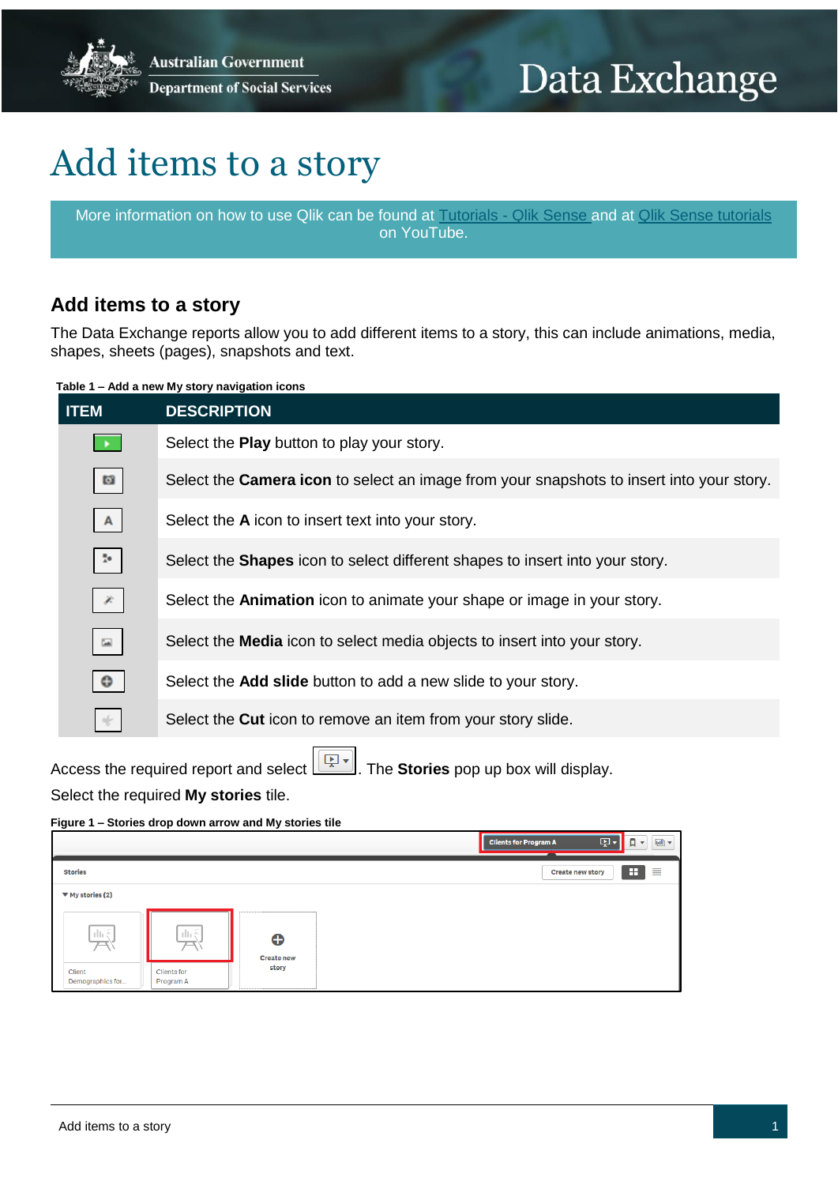# Add items to a story

More information on how to use Qlik can be found at [Tutorials - Qlik Sense](#) and at [Qlik Sense tutorials](#) on YouTube.

## Add items to a story

The Data Exchange reports allow you to add different items to a story, this can include animations, media, shapes, sheets (pages), snapshots and text.

**Table 1 – Add a new My story navigation icons**

| ITEM | DESCRIPTION |
|---|---|
| | Select the **Play** button to play your story. |
| | Select the **Camera icon** to select an image from your snapshots to insert into your story. |
| A | Select the **A** icon to insert text into your story. |
| | Select the **Shapes** icon to select different shapes to insert into your story. |
| | Select the **Animation** icon to animate your shape or image in your story. |
| | Select the **Media** icon to select media objects to insert into your story. |
| | Select the **Add slide** button to add a new slide to your story. |
| | Select the **Cut** icon to remove an item from your story slide. |

Access the required report and select . The **Stories** pop up box will display.

Select the required **My stories** tile.

**Figure 1 – Stories drop down arrow and My stories tile**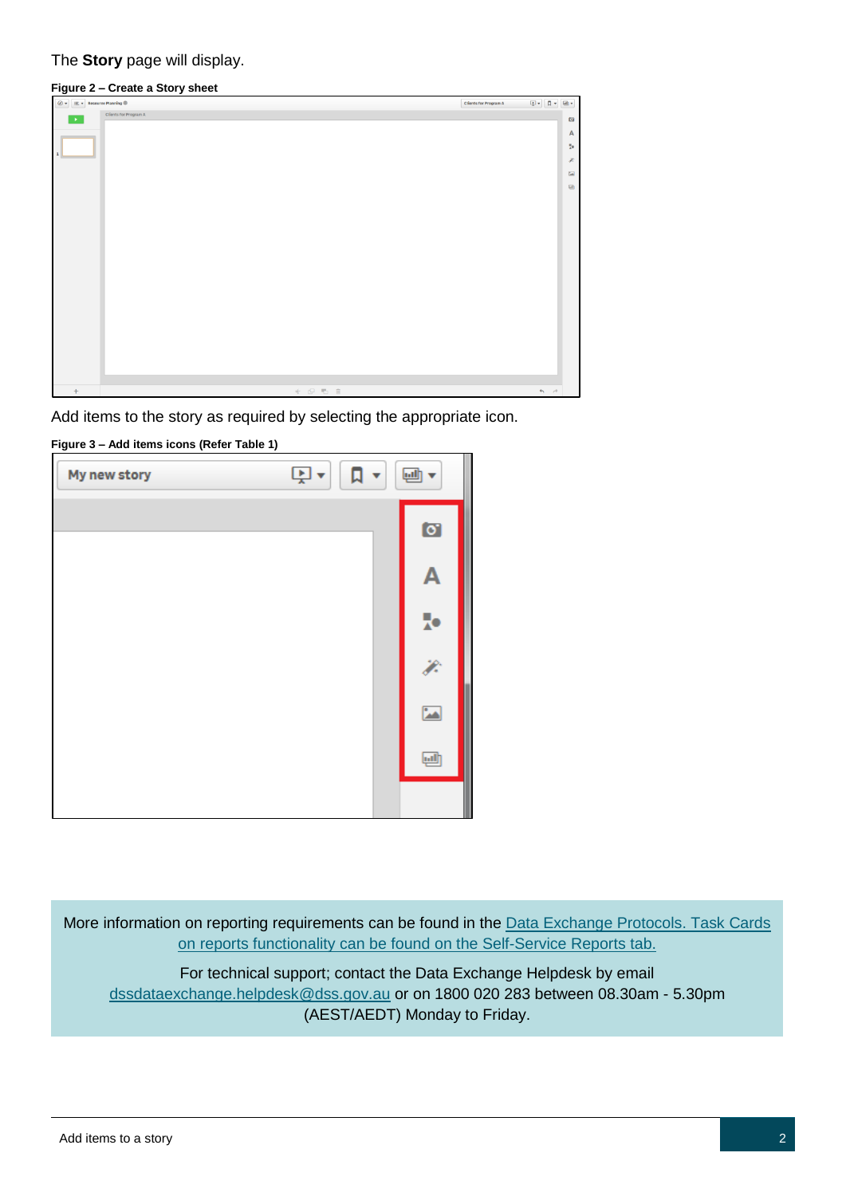The **Story** page will display.

**Figure 2 – Create a Story sheet**

Add items to the story as required by selecting the appropriate icon.

**Figure 3 – Add items icons (Refer Table 1)**

More information on reporting requirements can be found in the [Data Exchange Protocols. Task Cards on reports functionality can be found on the Self-Service Reports tab.]

For technical support; contact the Data Exchange Helpdesk by email dssdataexchange.helpdesk@dss.gov.au or on 1800 020 283 between 08.30am - 5.30pm (AEST/AEDT) Monday to Friday.